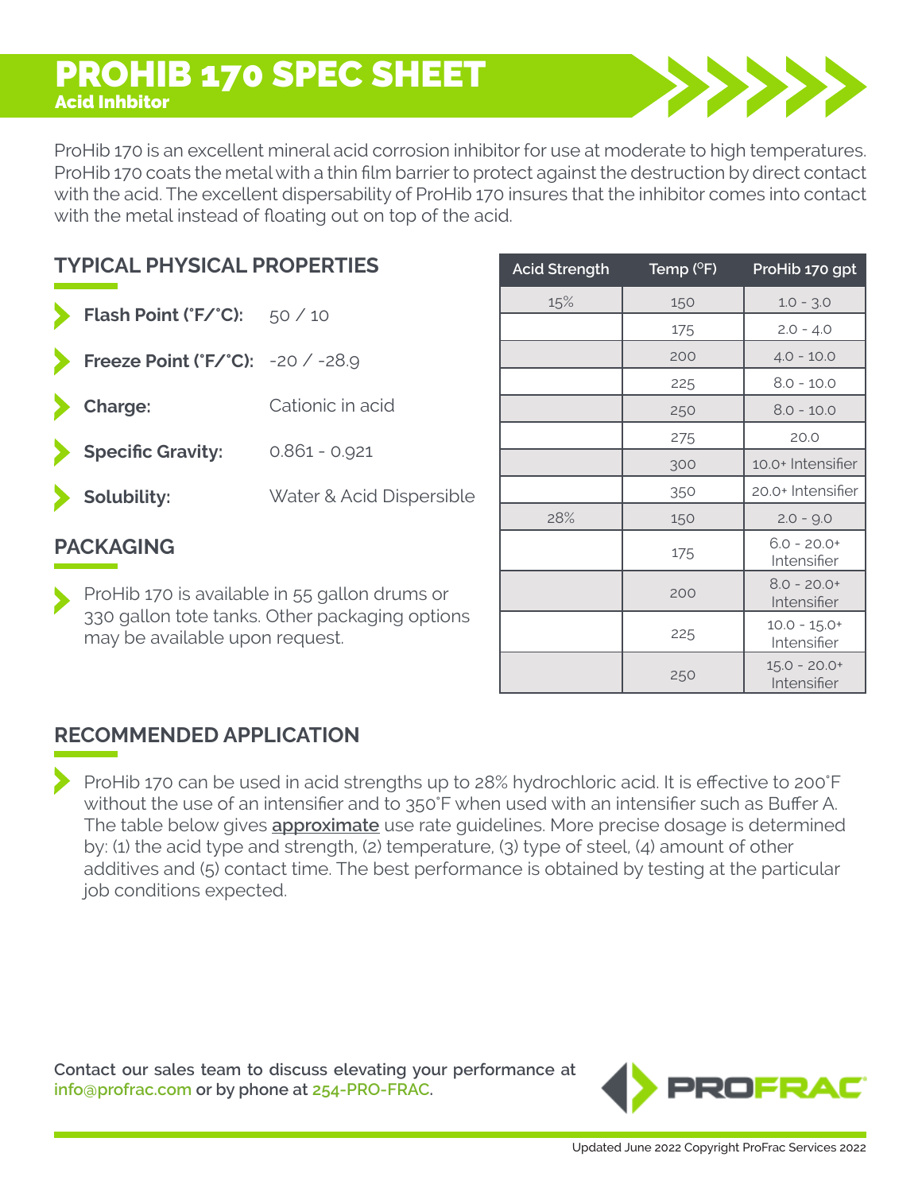# PROHIB 170 SPEC SHEET

**Acid Inhbitor**

ProHib 170 is an excellent mineral acid corrosion inhibitor for use at moderate to high temperatures. ProHib 170 coats the metal with a thin film barrier to protect against the destruction by direct contact with the acid. The excellent dispersability of ProHib 170 insures that the inhibitor comes into contact with the metal instead of floating out on top of the acid.

## TYPICAL PHYSICAL PROPERTIES

- **Flash Point (˚F/˚C):** 50 / 10
- **Freeze Point (˚F/˚C):** -20 / -28.9
- **Charge:** Cationic in acid
- **Specific Gravity:** 0.861 - 0.921
- **Solubility:** Water & Acid Dispersible

| Acid Strength | Temp (°F) | ProHib 170 gpt |
|---|---|---|
| 15% | 150 | 1.0 - 3.0 |
| | 175 | 2.0 - 4.0 |
| | 200 | 4.0 - 10.0 |
| | 225 | 8.0 - 10.0 |
| | 250 | 8.0 - 10.0 |
| | 275 | 20.0 |
| | 300 | 10.0+ Intensifier |
| | 350 | 20.0+ Intensifier |
| 28% | 150 | 2.0 - 9.0 |
| | 175 | 6.0 - 20.0+ Intensifier |
| | 200 | 8.0 - 20.0+ Intensifier |
| | 225 | 10.0 - 15.0+ Intensifier |
| | 250 | 15.0 - 20.0+ Intensifier |

## PACKAGING

- ProHib 170 is available in 55 gallon drums or 330 gallon tote tanks. Other packaging options may be available upon request.

## RECOMMENDED APPLICATION

- ProHib 170 can be used in acid strengths up to 28% hydrochloric acid. It is effective to 200˚F without the use of an intensifier and to 350˚F when used with an intensifier such as Buffer A. The table below gives **approximate** use rate guidelines. More precise dosage is determined by: (1) the acid type and strength, (2) temperature, (3) type of steel, (4) amount of other additives and (5) contact time. The best performance is obtained by testing at the particular job conditions expected.

**Contact our sales team to discuss elevating your performance at info@profrac.com or by phone at 254-PRO-FRAC.**

PROFRAC

Updated June 2022 Copyright ProFrac Services 2022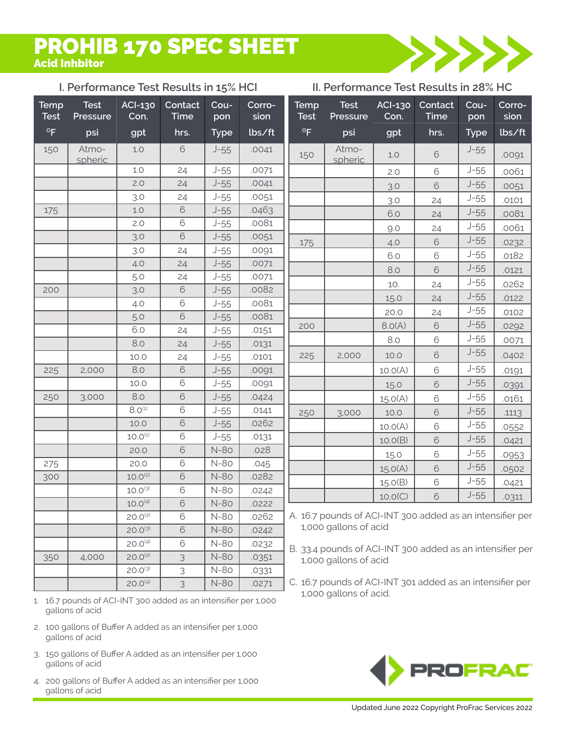# PROHIB 170 SPEC SHEET

**Acid Inhbitor**

## I. Performance Test Results in 15% HCl

| Temp Test | Test Pressure | ACI-130 Con. | Contact Time | Cou-pon | Corro-sion |
|---|---|---|---|---|---|
| °F | psi | gpt | hrs. | Type | lbs/ft |
| 150 | Atmo-spheric | 1.0 | 6 | J-55 | .0041 |
| | | 1.0 | 24 | J-55 | .0071 |
| | | 2.0 | 24 | J-55 | .0041 |
| | | 3.0 | 24 | J-55 | .0051 |
| 175 | | 1.0 | 6 | J-55 | .0463 |
| | | 2.0 | 6 | J-55 | .0081 |
| | | 3.0 | 6 | J-55 | .0051 |
| | | 3.0 | 24 | J-55 | .0091 |
| | | 4.0 | 24 | J-55 | .0071 |
| | | 5.0 | 24 | J-55 | .0071 |
| 200 | | 3.0 | 6 | J-55 | .0082 |
| | | 4.0 | 6 | J-55 | .0081 |
| | | 5.0 | 6 | J-55 | .0081 |
| | | 6.0 | 24 | J-55 | .0151 |
| | | 8.0 | 24 | J-55 | .0131 |
| | | 10.0 | 24 | J-55 | .0101 |
| 225 | 2,000 | 8.0 | 6 | J-55 | .0091 |
| | | 10.0 | 6 | J-55 | .0091 |
| 250 | 3,000 | 8.0 | 6 | J-55 | .0424 |
| | | 8.0(1) | 6 | J-55 | .0141 |
| | | 10.0 | 6 | J-55 | .0262 |
| | | 10.0(1) | 6 | J-55 | .0131 |
| | | 20.0 | 6 | N-80 | .028 |
| 275 | | 20.0 | 6 | N-80 | .045 |
| 300 | | 10.0(2) | 6 | N-80 | .0282 |
| | | 10.0(3) | 6 | N-80 | .0242 |
| | | 10.0(4) | 6 | N-80 | .0222 |
| | | 20.0(2) | 6 | N-80 | .0262 |
| | | 20.0(3) | 6 | N-80 | .0242 |
| | | 20.0(4) | 6 | N-80 | .0232 |
| 350 | 4,000 | 20.0(2) | 3 | N-80 | .0351 |
| | | 20.0(3) | 3 | N-80 | .0331 |
| | | 20.0(4) | 3 | N-80 | .0271 |

1. 16.7 pounds of ACI-INT 300 added as an intensifier per 1,000 gallons of acid
2. 100 gallons of Buffer A added as an intensifier per 1,000 gallons of acid
3. 150 gallons of Buffer A added as an intensifier per 1,000 gallons of acid
4. 200 gallons of Buffer A added as an intensifier per 1,000 gallons of acid

## II. Performance Test Results in 28% HC

| Temp Test | Test Pressure | ACI-130 Con. | Contact Time | Cou-pon | Corro-sion |
|---|---|---|---|---|---|
| °F | psi | gpt | hrs. | Type | lbs/ft |
| 150 | Atmo-spheric | 1.0 | 6 | J-55 | .0091 |
| | | 2.0 | 6 | J-55 | .0061 |
| | | 3.0 | 6 | J-55 | .0051 |
| | | 3.0 | 24 | J-55 | .0101 |
| | | 6.0 | 24 | J-55 | .0081 |
| | | 9.0 | 24 | J-55 | .0061 |
| 175 | | 4.0 | 6 | J-55 | .0232 |
| | | 6.0 | 6 | J-55 | .0182 |
| | | 8.0 | 6 | J-55 | .0121 |
| | | 10. | 24 | J-55 | .0262 |
| | | 15.0 | 24 | J-55 | .0122 |
| | | 20.0 | 24 | J-55 | .0102 |
| 200 | | 8.0(A) | 6 | J-55 | .0292 |
| | | 8.0 | 6 | J-55 | .0071 |
| 225 | 2,000 | 10.0 | 6 | J-55 | .0402 |
| | | 10.0(A) | 6 | J-55 | .0191 |
| | | 15.0 | 6 | J-55 | .0391 |
| | | 15.0(A) | 6 | J-55 | .0161 |
| 250 | 3,000 | 10.0 | 6 | J-55 | .1113 |
| | | 10.0(A) | 6 | J-55 | .0552 |
| | | 10.0(B) | 6 | J-55 | .0421 |
| | | 15.0 | 6 | J-55 | .0953 |
| | | 15.0(A) | 6 | J-55 | .0502 |
| | | 15.0(B) | 6 | J-55 | .0421 |
| | | 10.0(C) | 6 | J-55 | .0311 |

A. 16.7 pounds of ACI-INT 300 added as an intensifier per 1,000 gallons of acid

B. 33.4 pounds of ACI-INT 300 added as an intensifier per 1,000 gallons of acid

C. 16.7 pounds of ACI-INT 301 added as an intensifier per 1,000 gallons of acid.

PROFRAC

Updated June 2022 Copyright ProFrac Services 2022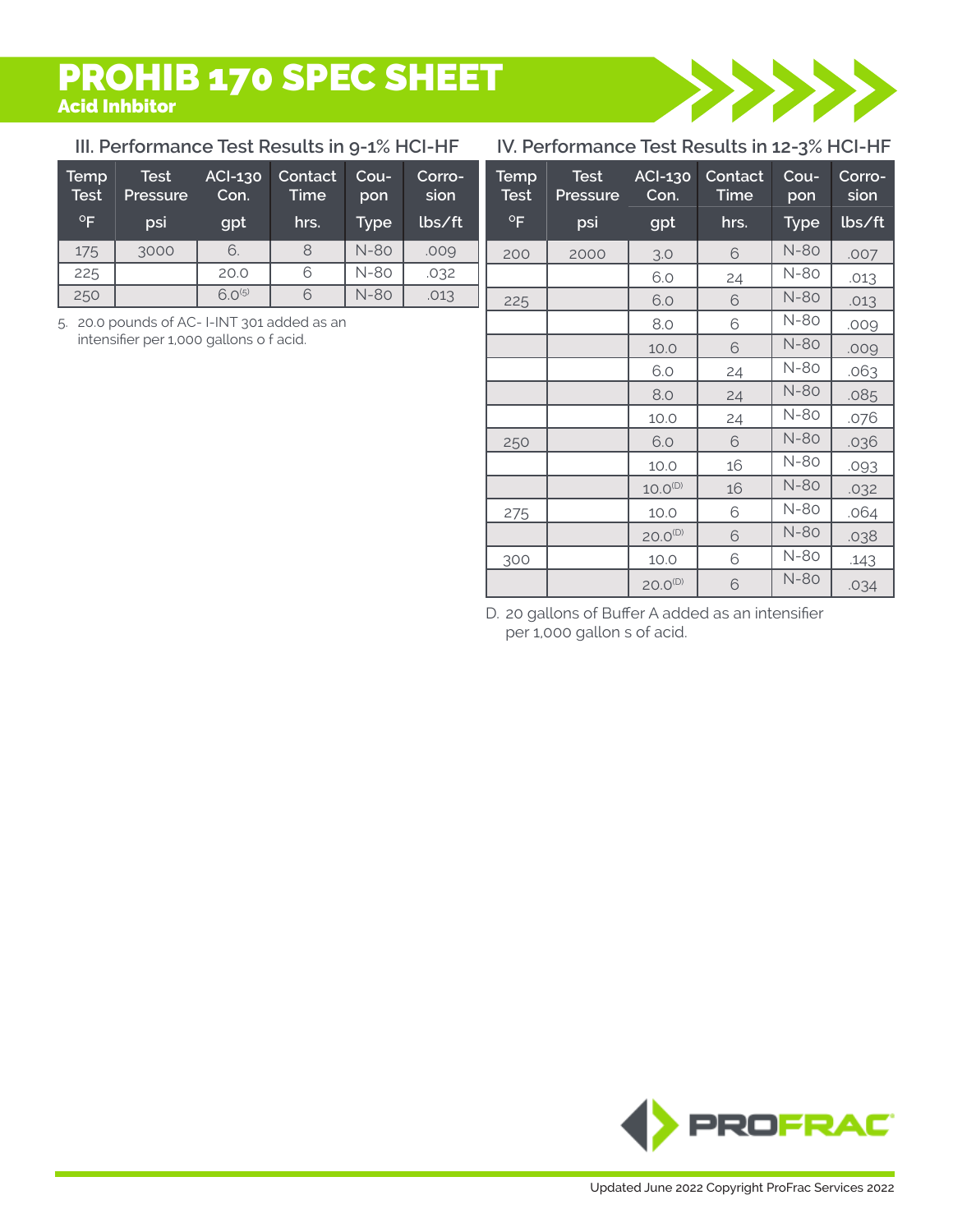# PROHIB 170 SPEC SHEET

**Acid Inhbitor**

## III. Performance Test Results in 9-1% HCI-HF

| Temp Test °F | Test Pressure psi | ACI-130 Con. gpt | Contact Time hrs. | Cou-pon Type | Corro-sion lbs/ft |
|---|---|---|---|---|---|
| 175 | 3000 | 6. | 8 | N-80 | .009 |
| 225 | | 20.0 | 6 | N-80 | .032 |
| 250 | | 6.0[5] | 6 | N-80 | .013 |

5. 20.0 pounds of AC- I-INT 301 added as an intensifier per 1,000 gallons o f acid.

## IV. Performance Test Results in 12-3% HCI-HF

| Temp Test °F | Test Pressure psi | ACI-130 Con. gpt | Contact Time hrs. | Cou-pon Type | Corro-sion lbs/ft |
|---|---|---|---|---|---|
| 200 | 2000 | 3.0 | 6 | N-80 | .007 |
| | | 6.0 | 24 | N-80 | .013 |
| 225 | | 6.0 | 6 | N-80 | .013 |
| | | 8.0 | 6 | N-80 | .009 |
| | | 10.0 | 6 | N-80 | .009 |
| | | 6.0 | 24 | N-80 | .063 |
| | | 8.0 | 24 | N-80 | .085 |
| | | 10.0 | 24 | N-80 | .076 |
| 250 | | 6.0 | 6 | N-80 | .036 |
| | | 10.0 | 16 | N-80 | .093 |
| | | 10.0[D] | 16 | N-80 | .032 |
| 275 | | 10.0 | 6 | N-80 | .064 |
| | | 20.0[D] | 6 | N-80 | .038 |
| 300 | | 10.0 | 6 | N-80 | .143 |
| | | 20.0[D] | 6 | N-80 | .034 |

D. 20 gallons of Buffer A added as an intensifier per 1,000 gallon s of acid.

Updated June 2022 Copyright ProFrac Services 2022